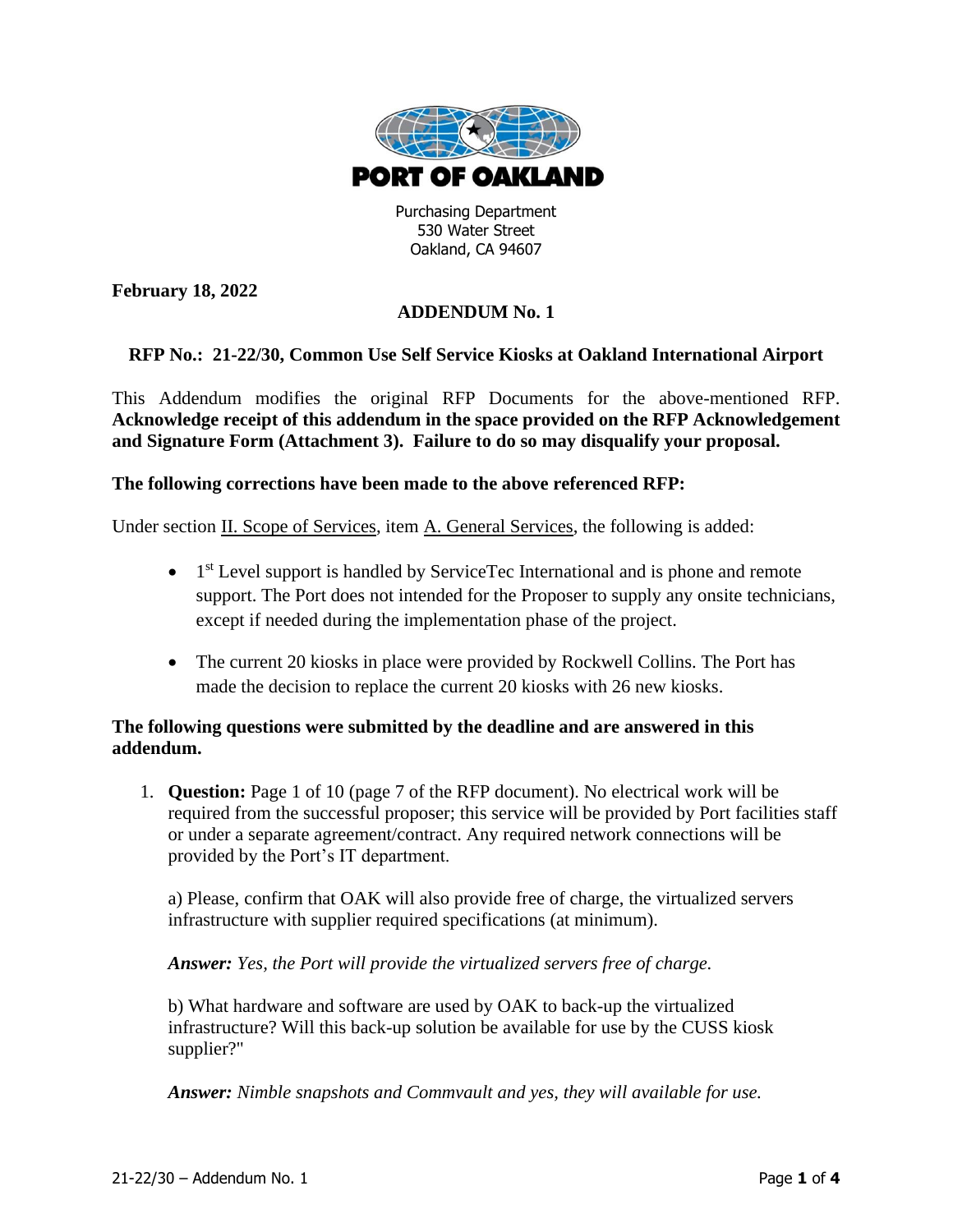**PORT OF OAKLAND**

Purchasing Department
530 Water Street
Oakland, CA 94607

**February 18, 2022**

**ADDENDUM No. 1**

**RFP No.: 21-22/30, Common Use Self Service Kiosks at Oakland International Airport**

This Addendum modifies the original RFP Documents for the above-mentioned RFP. **Acknowledge receipt of this addendum in the space provided on the RFP Acknowledgement and Signature Form (Attachment 3). Failure to do so may disqualify your proposal.**

**The following corrections have been made to the above referenced RFP:**

Under section II. Scope of Services, item A. General Services, the following is added:

- 1st Level support is handled by ServiceTec International and is phone and remote support. The Port does not intended for the Proposer to supply any onsite technicians, except if needed during the implementation phase of the project.
- The current 20 kiosks in place were provided by Rockwell Collins. The Port has made the decision to replace the current 20 kiosks with 26 new kiosks.

**The following questions were submitted by the deadline and are answered in this addendum.**

1. **Question:** Page 1 of 10 (page 7 of the RFP document). No electrical work will be required from the successful proposer; this service will be provided by Port facilities staff or under a separate agreement/contract. Any required network connections will be provided by the Port's IT department.

   a) Please, confirm that OAK will also provide free of charge, the virtualized servers infrastructure with supplier required specifications (at minimum).

   ***Answer:*** *Yes, the Port will provide the virtualized servers free of charge.*

   b) What hardware and software are used by OAK to back-up the virtualized infrastructure? Will this back-up solution be available for use by the CUSS kiosk supplier?"

   ***Answer:*** *Nimble snapshots and Commvault and yes, they will available for use.*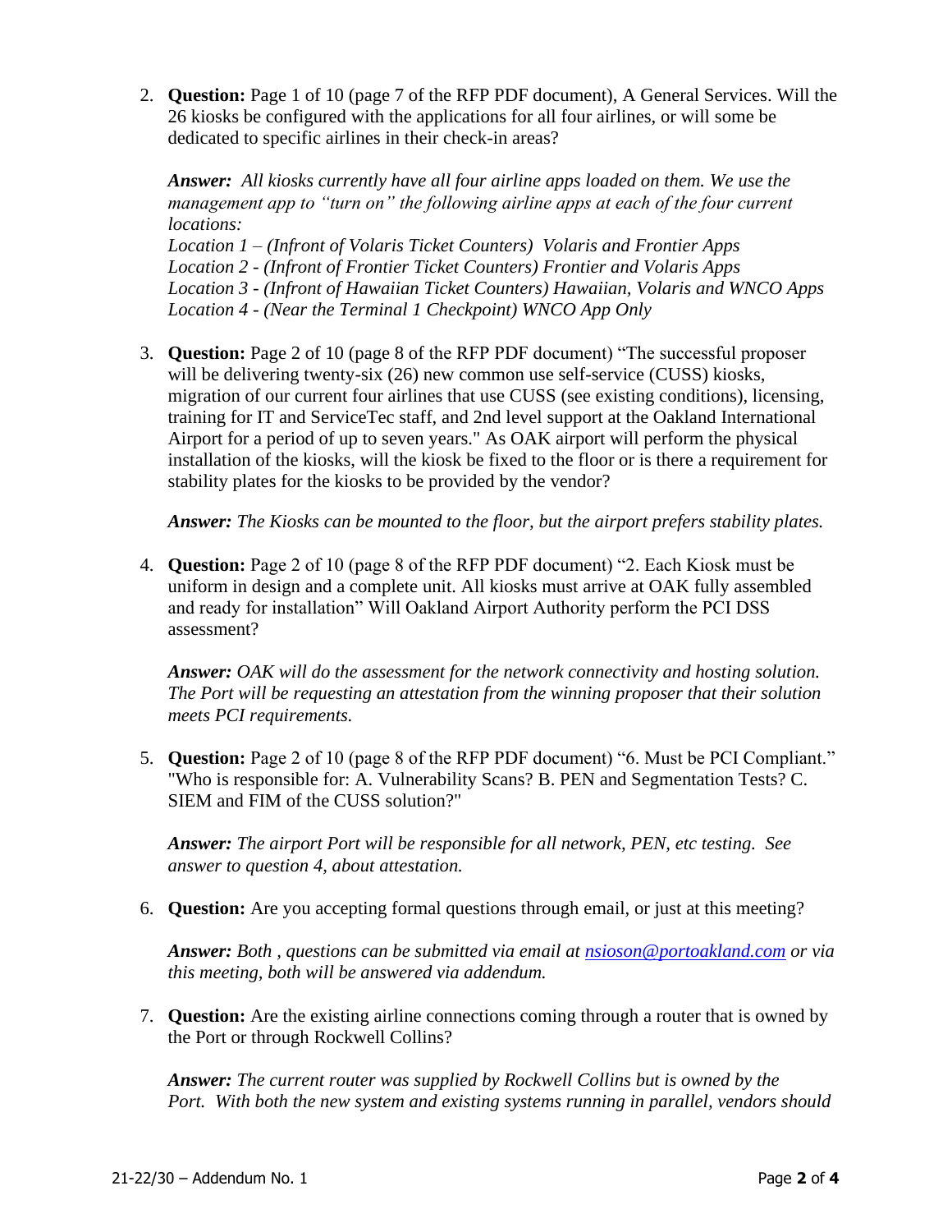2. **Question:** Page 1 of 10 (page 7 of the RFP PDF document), A General Services. Will the 26 kiosks be configured with the applications for all four airlines, or will some be dedicated to specific airlines in their check-in areas?

   ***Answer:*** *All kiosks currently have all four airline apps loaded on them. We use the management app to "turn on" the following airline apps at each of the four current locations:*
   *Location 1 – (Infront of Volaris Ticket Counters) Volaris and Frontier Apps*
   *Location 2 - (Infront of Frontier Ticket Counters) Frontier and Volaris Apps*
   *Location 3 - (Infront of Hawaiian Ticket Counters) Hawaiian, Volaris and WNCO Apps*
   *Location 4 - (Near the Terminal 1 Checkpoint) WNCO App Only*

3. **Question:** Page 2 of 10 (page 8 of the RFP PDF document) "The successful proposer will be delivering twenty-six (26) new common use self-service (CUSS) kiosks, migration of our current four airlines that use CUSS (see existing conditions), licensing, training for IT and ServiceTec staff, and 2nd level support at the Oakland International Airport for a period of up to seven years." As OAK airport will perform the physical installation of the kiosks, will the kiosk be fixed to the floor or is there a requirement for stability plates for the kiosks to be provided by the vendor?

   ***Answer:*** *The Kiosks can be mounted to the floor, but the airport prefers stability plates.*

4. **Question:** Page 2 of 10 (page 8 of the RFP PDF document) "2. Each Kiosk must be uniform in design and a complete unit. All kiosks must arrive at OAK fully assembled and ready for installation" Will Oakland Airport Authority perform the PCI DSS assessment?

   ***Answer:*** *OAK will do the assessment for the network connectivity and hosting solution. The Port will be requesting an attestation from the winning proposer that their solution meets PCI requirements.*

5. **Question:** Page 2 of 10 (page 8 of the RFP PDF document) "6. Must be PCI Compliant." "Who is responsible for: A. Vulnerability Scans? B. PEN and Segmentation Tests? C. SIEM and FIM of the CUSS solution?"

   ***Answer:*** *The airport Port will be responsible for all network, PEN, etc testing. See answer to question 4, about attestation.*

6. **Question:** Are you accepting formal questions through email, or just at this meeting?

   ***Answer:*** *Both , questions can be submitted via email at [nsioson@portoakland.com](mailto:nsioson@portoakland.com) or via this meeting, both will be answered via addendum.*

7. **Question:** Are the existing airline connections coming through a router that is owned by the Port or through Rockwell Collins?

   ***Answer:*** *The current router was supplied by Rockwell Collins but is owned by the Port. With both the new system and existing systems running in parallel, vendors should*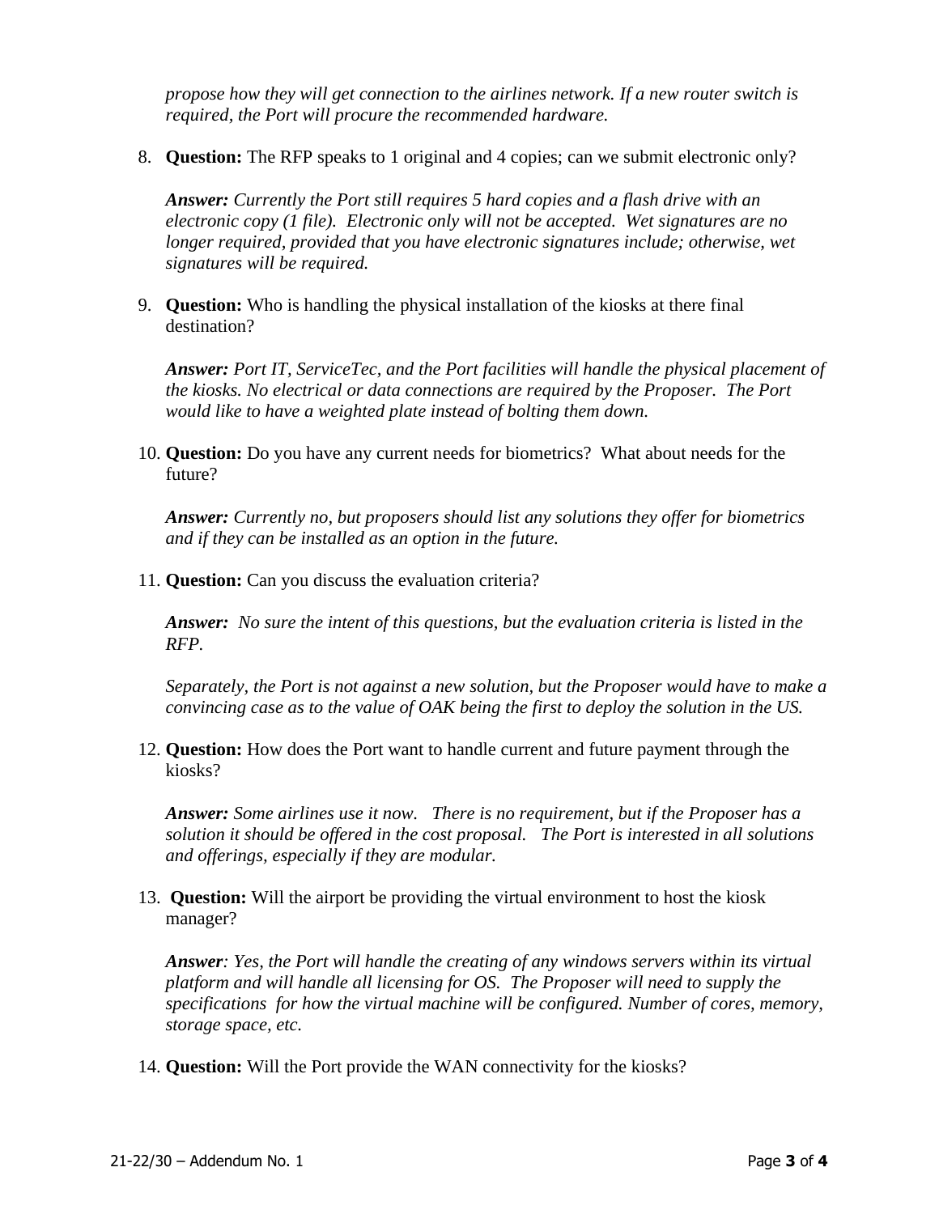*propose how they will get connection to the airlines network. If a new router switch is required, the Port will procure the recommended hardware.*

8. **Question:** The RFP speaks to 1 original and 4 copies; can we submit electronic only?

   ***Answer:*** *Currently the Port still requires 5 hard copies and a flash drive with an electronic copy (1 file). Electronic only will not be accepted. Wet signatures are no longer required, provided that you have electronic signatures include; otherwise, wet signatures will be required.*

9. **Question:** Who is handling the physical installation of the kiosks at there final destination?

   ***Answer:*** *Port IT, ServiceTec, and the Port facilities will handle the physical placement of the kiosks. No electrical or data connections are required by the Proposer. The Port would like to have a weighted plate instead of bolting them down.*

10. **Question:** Do you have any current needs for biometrics? What about needs for the future?

    ***Answer:*** *Currently no, but proposers should list any solutions they offer for biometrics and if they can be installed as an option in the future.*

11. **Question:** Can you discuss the evaluation criteria?

    ***Answer:*** *No sure the intent of this questions, but the evaluation criteria is listed in the RFP.*

    *Separately, the Port is not against a new solution, but the Proposer would have to make a convincing case as to the value of OAK being the first to deploy the solution in the US.*

12. **Question:** How does the Port want to handle current and future payment through the kiosks?

    ***Answer:*** *Some airlines use it now. There is no requirement, but if the Proposer has a solution it should be offered in the cost proposal. The Port is interested in all solutions and offerings, especially if they are modular.*

13. **Question:** Will the airport be providing the virtual environment to host the kiosk manager?

    ***Answer****: Yes, the Port will handle the creating of any windows servers within its virtual platform and will handle all licensing for OS. The Proposer will need to supply the specifications for how the virtual machine will be configured. Number of cores, memory, storage space, etc.*

14. **Question:** Will the Port provide the WAN connectivity for the kiosks?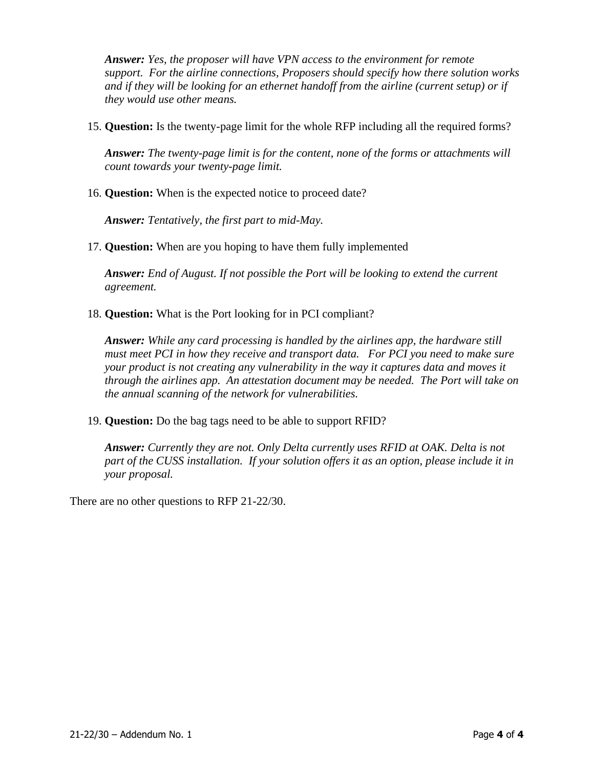*Answer:* *Yes, the proposer will have VPN access to the environment for remote support. For the airline connections, Proposers should specify how there solution works and if they will be looking for an ethernet handoff from the airline (current setup) or if they would use other means.*

15. **Question:** Is the twenty-page limit for the whole RFP including all the required forms?

    ***Answer:*** *The twenty-page limit is for the content, none of the forms or attachments will count towards your twenty-page limit.*

16. **Question:** When is the expected notice to proceed date?

    ***Answer:*** *Tentatively, the first part to mid-May.*

17. **Question:** When are you hoping to have them fully implemented

    ***Answer:*** *End of August. If not possible the Port will be looking to extend the current agreement.*

18. **Question:** What is the Port looking for in PCI compliant?

    ***Answer:*** *While any card processing is handled by the airlines app, the hardware still must meet PCI in how they receive and transport data. For PCI you need to make sure your product is not creating any vulnerability in the way it captures data and moves it through the airlines app. An attestation document may be needed. The Port will take on the annual scanning of the network for vulnerabilities.*

19. **Question:** Do the bag tags need to be able to support RFID?

    ***Answer:*** *Currently they are not. Only Delta currently uses RFID at OAK. Delta is not part of the CUSS installation. If your solution offers it as an option, please include it in your proposal.*

There are no other questions to RFP 21-22/30.